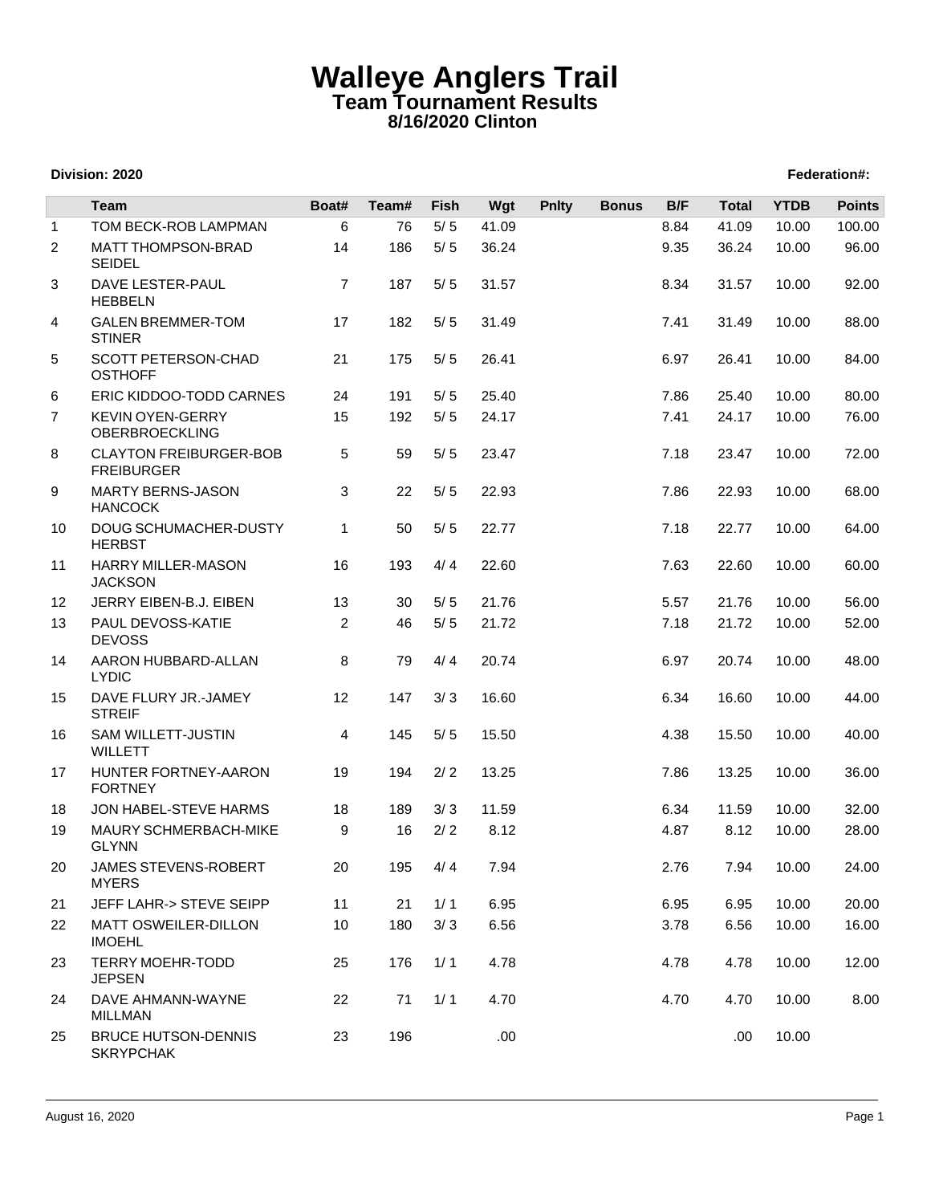# Walleye Anglers Trail
## Team Tournament Results
### 8/16/2020 Clinton

**Division: 2020** **Federation#:**

| | Team | Boat# | Team# | Fish | Wgt | Pnlty | Bonus | B/F | Total | YTDB | Points |
|---|---|---|---|---|---|---|---|---|---|---|---|
| 1 | TOM BECK-ROB LAMPMAN | 6 | 76 | 5/ 5 | 41.09 | | | 8.84 | 41.09 | 10.00 | 100.00 |
| 2 | MATT THOMPSON-BRAD SEIDEL | 14 | 186 | 5/ 5 | 36.24 | | | 9.35 | 36.24 | 10.00 | 96.00 |
| 3 | DAVE LESTER-PAUL HEBBELN | 7 | 187 | 5/ 5 | 31.57 | | | 8.34 | 31.57 | 10.00 | 92.00 |
| 4 | GALEN BREMMER-TOM STINER | 17 | 182 | 5/ 5 | 31.49 | | | 7.41 | 31.49 | 10.00 | 88.00 |
| 5 | SCOTT PETERSON-CHAD OSTHOFF | 21 | 175 | 5/ 5 | 26.41 | | | 6.97 | 26.41 | 10.00 | 84.00 |
| 6 | ERIC KIDDOO-TODD CARNES | 24 | 191 | 5/ 5 | 25.40 | | | 7.86 | 25.40 | 10.00 | 80.00 |
| 7 | KEVIN OYEN-GERRY OBERBROECKLING | 15 | 192 | 5/ 5 | 24.17 | | | 7.41 | 24.17 | 10.00 | 76.00 |
| 8 | CLAYTON FREIBURGER-BOB FREIBURGER | 5 | 59 | 5/ 5 | 23.47 | | | 7.18 | 23.47 | 10.00 | 72.00 |
| 9 | MARTY BERNS-JASON HANCOCK | 3 | 22 | 5/ 5 | 22.93 | | | 7.86 | 22.93 | 10.00 | 68.00 |
| 10 | DOUG SCHUMACHER-DUSTY HERBST | 1 | 50 | 5/ 5 | 22.77 | | | 7.18 | 22.77 | 10.00 | 64.00 |
| 11 | HARRY MILLER-MASON JACKSON | 16 | 193 | 4/ 4 | 22.60 | | | 7.63 | 22.60 | 10.00 | 60.00 |
| 12 | JERRY EIBEN-B.J. EIBEN | 13 | 30 | 5/ 5 | 21.76 | | | 5.57 | 21.76 | 10.00 | 56.00 |
| 13 | PAUL DEVOSS-KATIE DEVOSS | 2 | 46 | 5/ 5 | 21.72 | | | 7.18 | 21.72 | 10.00 | 52.00 |
| 14 | AARON HUBBARD-ALLAN LYDIC | 8 | 79 | 4/ 4 | 20.74 | | | 6.97 | 20.74 | 10.00 | 48.00 |
| 15 | DAVE FLURY JR.-JAMEY STREIF | 12 | 147 | 3/ 3 | 16.60 | | | 6.34 | 16.60 | 10.00 | 44.00 |
| 16 | SAM WILLETT-JUSTIN WILLETT | 4 | 145 | 5/ 5 | 15.50 | | | 4.38 | 15.50 | 10.00 | 40.00 |
| 17 | HUNTER FORTNEY-AARON FORTNEY | 19 | 194 | 2/ 2 | 13.25 | | | 7.86 | 13.25 | 10.00 | 36.00 |
| 18 | JON HABEL-STEVE HARMS | 18 | 189 | 3/ 3 | 11.59 | | | 6.34 | 11.59 | 10.00 | 32.00 |
| 19 | MAURY SCHMERBACH-MIKE GLYNN | 9 | 16 | 2/ 2 | 8.12 | | | 4.87 | 8.12 | 10.00 | 28.00 |
| 20 | JAMES STEVENS-ROBERT MYERS | 20 | 195 | 4/ 4 | 7.94 | | | 2.76 | 7.94 | 10.00 | 24.00 |
| 21 | JEFF LAHR-> STEVE SEIPP | 11 | 21 | 1/ 1 | 6.95 | | | 6.95 | 6.95 | 10.00 | 20.00 |
| 22 | MATT OSWEILER-DILLON IMOEHL | 10 | 180 | 3/ 3 | 6.56 | | | 3.78 | 6.56 | 10.00 | 16.00 |
| 23 | TERRY MOEHR-TODD JEPSEN | 25 | 176 | 1/ 1 | 4.78 | | | 4.78 | 4.78 | 10.00 | 12.00 |
| 24 | DAVE AHMANN-WAYNE MILLMAN | 22 | 71 | 1/ 1 | 4.70 | | | 4.70 | 4.70 | 10.00 | 8.00 |
| 25 | BRUCE HUTSON-DENNIS SKRYPCHAK | 23 | 196 | | .00 | | | | .00 | 10.00 | |

August 16, 2020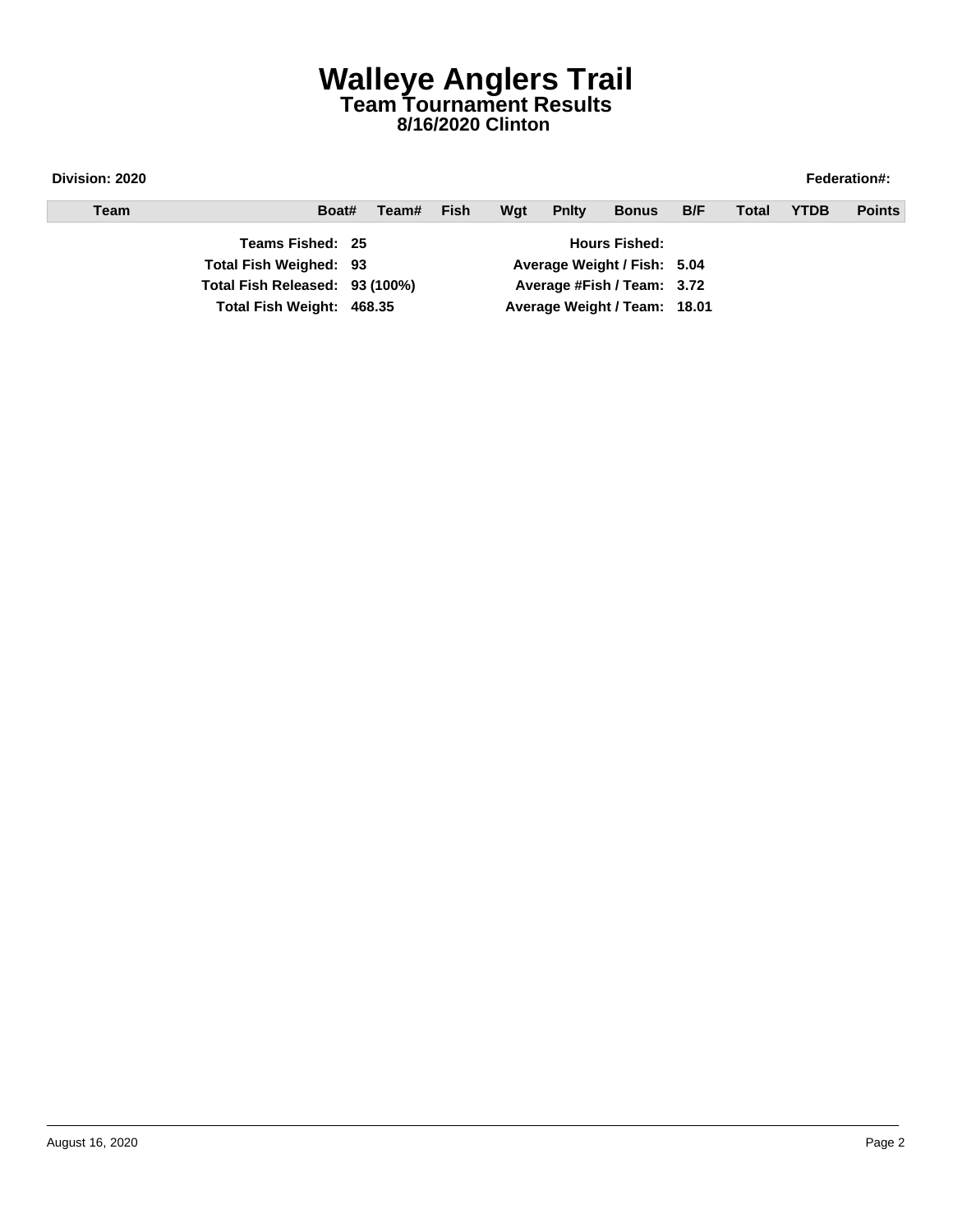# Walleye Anglers Trail

## Team Tournament Results

### 8/16/2020 Clinton

**Division: 2020** **Federation#:**

| Team | Boat# | Team# | Fish | Wgt | Pnlty | Bonus | B/F | Total | YTDB | Points |
|---|---|---|---|---|---|---|---|---|---|---|

**Teams Fished:** 25
**Total Fish Weighed:** 93
**Total Fish Released:** 93 (100%)
**Total Fish Weight:** 468.35

**Hours Fished:**
**Average Weight / Fish:** 5.04
**Average #Fish / Team:** 3.72
**Average Weight / Team:** 18.01